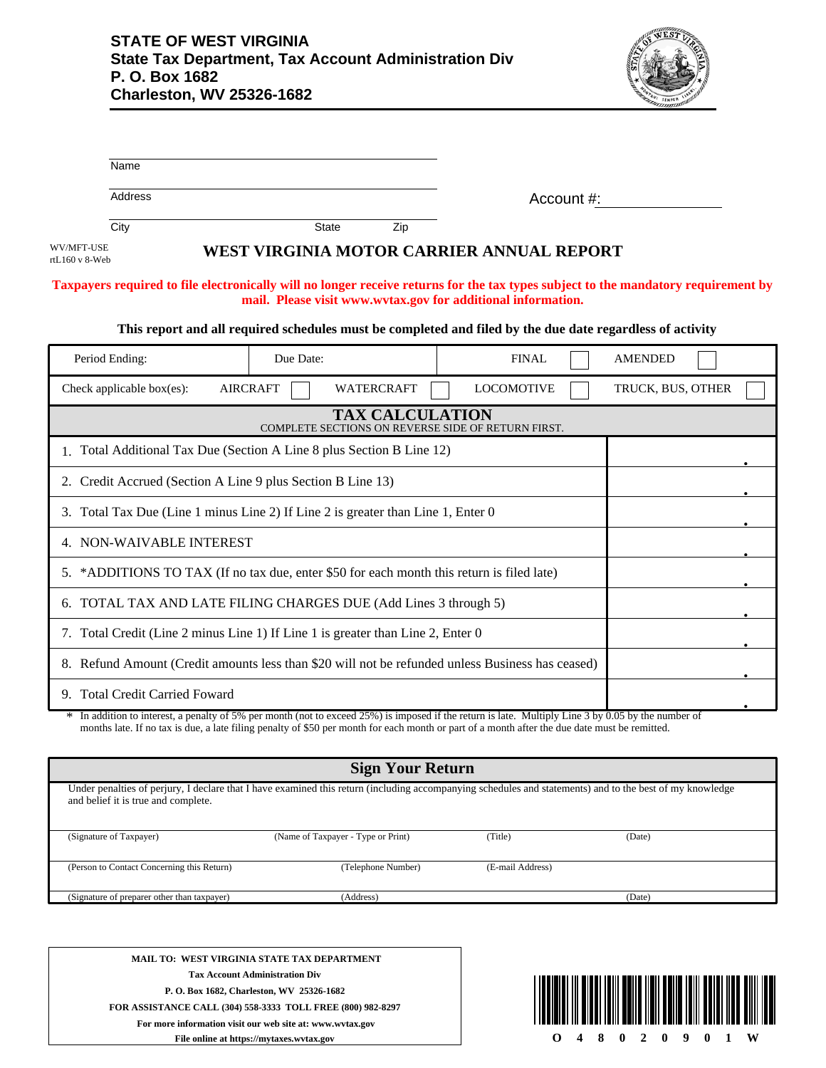**STATE OF WEST VIRGINIA**
**State Tax Department, Tax Account Administration Div**
**P. O. Box 1682**
**Charleston, WV 25326-1682**

Name

Address

City State Zip

Account #:

WV/MFT-USE
rtL160 v 8-Web

# WEST VIRGINIA MOTOR CARRIER ANNUAL REPORT

**Taxpayers required to file electronically will no longer receive returns for the tax types subject to the mandatory requirement by mail. Please visit www.wvtax.gov for additional information.**

**This report and all required schedules must be completed and filed by the due date regardless of activity**

| Period Ending: | Due Date: | FINAL ☐ | AMENDED ☐ |
|---|---|---|---|
| Check applicable box(es): AIRCRAFT ☐ | WATERCRAFT ☐ | LOCOMOTIVE ☐ | TRUCK, BUS, OTHER ☐ |

## TAX CALCULATION

COMPLETE SECTIONS ON REVERSE SIDE OF RETURN FIRST.

| Line | Amount |
|---|---|
| 1. Total Additional Tax Due (Section A Line 8 plus Section B Line 12) | . |
| 2. Credit Accrued (Section A Line 9 plus Section B Line 13) | . |
| 3. Total Tax Due (Line 1 minus Line 2) If Line 2 is greater than Line 1, Enter 0 | . |
| 4. NON-WAIVABLE INTEREST | . |
| 5. *ADDITIONS TO TAX (If no tax due, enter $50 for each month this return is filed late) | . |
| 6. TOTAL TAX AND LATE FILING CHARGES DUE (Add Lines 3 through 5) | . |
| 7. Total Credit (Line 2 minus Line 1) If Line 1 is greater than Line 2, Enter 0 | . |
| 8. Refund Amount (Credit amounts less than $20 will not be refunded unless Business has ceased) | . |
| 9. Total Credit Carried Foward | . |

\* In addition to interest, a penalty of 5% per month (not to exceed 25%) is imposed if the return is late. Multiply Line 3 by 0.05 by the number of months late. If no tax is due, a late filing penalty of $50 per month for each month or part of a month after the due date must be remitted.

## Sign Your Return

Under penalties of perjury, I declare that I have examined this return (including accompanying schedules and statements) and to the best of my knowledge and belief it is true and complete.

| (Signature of Taxpayer) | (Name of Taxpayer - Type or Print) | (Title) | (Date) |
|---|---|---|---|
| (Person to Contact Concerning this Return) | (Telephone Number) | (E-mail Address) | |
| (Signature of preparer other than taxpayer) | (Address) | | (Date) |

**MAIL TO: WEST VIRGINIA STATE TAX DEPARTMENT**
**Tax Account Administration Div**
**P. O. Box 1682, Charleston, WV 25326-1682**
**FOR ASSISTANCE CALL (304) 558-3333 TOLL FREE (800) 982-8297**
**For more information visit our web site at: www.wvtax.gov**
**File online at https://mytaxes.wvtax.gov**

O 4 8 0 2 0 9 0 1 W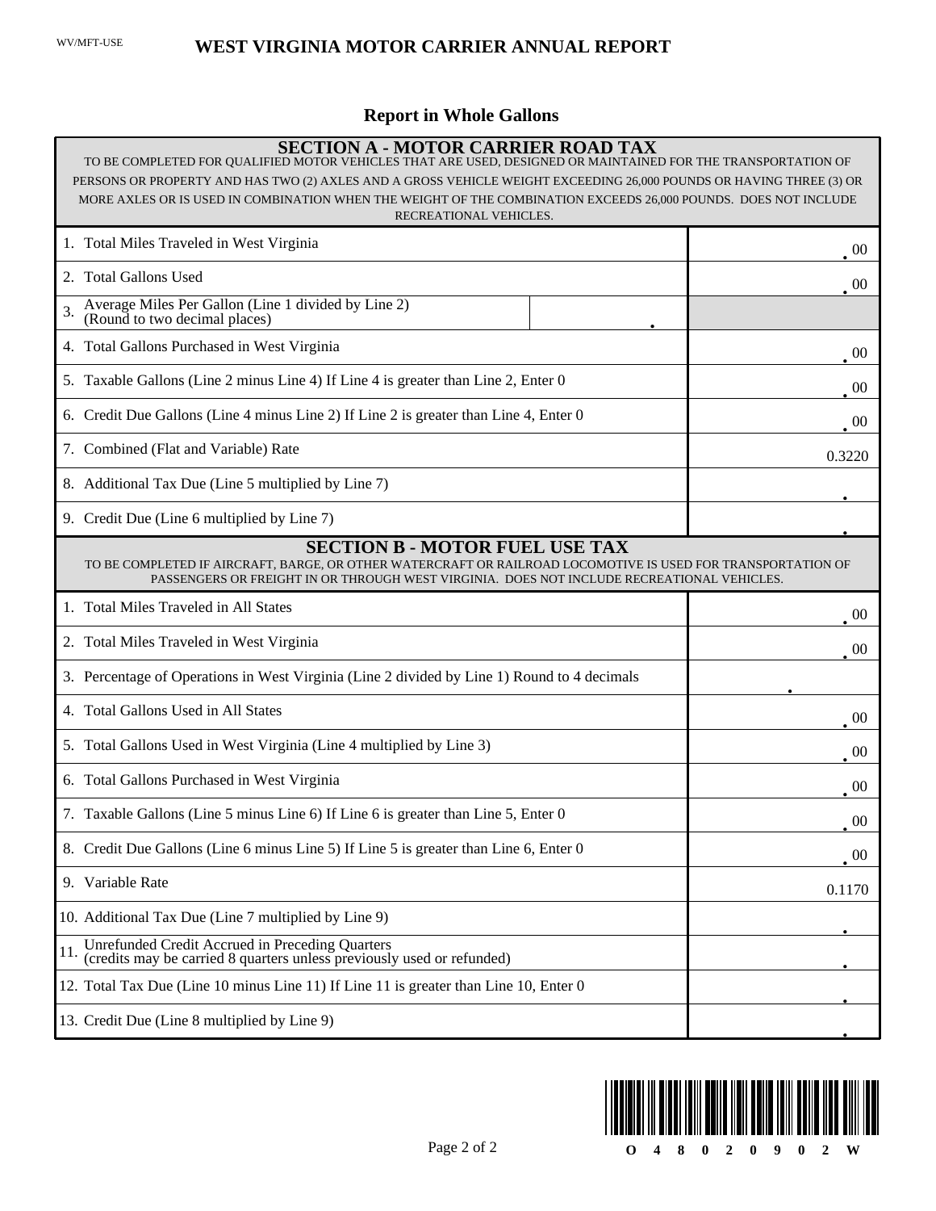WV/MFT-USE

# WEST VIRGINIA MOTOR CARRIER ANNUAL REPORT

### Report in Whole Gallons

## SECTION A - MOTOR CARRIER ROAD TAX

TO BE COMPLETED FOR QUALIFIED MOTOR VEHICLES THAT ARE USED, DESIGNED OR MAINTAINED FOR THE TRANSPORTATION OF PERSONS OR PROPERTY AND HAS TWO (2) AXLES AND A GROSS VEHICLE WEIGHT EXCEEDING 26,000 POUNDS OR HAVING THREE (3) OR MORE AXLES OR IS USED IN COMBINATION WHEN THE WEIGHT OF THE COMBINATION EXCEEDS 26,000 POUNDS. DOES NOT INCLUDE RECREATIONAL VEHICLES.

| | | |
|---|---|---|
| 1. Total Miles Traveled in West Virginia | | . 00 |
| 2. Total Gallons Used | | . 00 |
| 3. Average Miles Per Gallon (Line 1 divided by Line 2) (Round to two decimal places) | . | |
| 4. Total Gallons Purchased in West Virginia | | . 00 |
| 5. Taxable Gallons (Line 2 minus Line 4) If Line 4 is greater than Line 2, Enter 0 | | . 00 |
| 6. Credit Due Gallons (Line 4 minus Line 2) If Line 2 is greater than Line 4, Enter 0 | | . 00 |
| 7. Combined (Flat and Variable) Rate | | 0.3220 |
| 8. Additional Tax Due (Line 5 multiplied by Line 7) | | . |
| 9. Credit Due (Line 6 multiplied by Line 7) | | . |

## SECTION B - MOTOR FUEL USE TAX

TO BE COMPLETED IF AIRCRAFT, BARGE, OR OTHER WATERCRAFT OR RAILROAD LOCOMOTIVE IS USED FOR TRANSPORTATION OF PASSENGERS OR FREIGHT IN OR THROUGH WEST VIRGINIA. DOES NOT INCLUDE RECREATIONAL VEHICLES.

| | |
|---|---|
| 1. Total Miles Traveled in All States | . 00 |
| 2. Total Miles Traveled in West Virginia | . 00 |
| 3. Percentage of Operations in West Virginia (Line 2 divided by Line 1) Round to 4 decimals | . |
| 4. Total Gallons Used in All States | . 00 |
| 5. Total Gallons Used in West Virginia (Line 4 multiplied by Line 3) | . 00 |
| 6. Total Gallons Purchased in West Virginia | . 00 |
| 7. Taxable Gallons (Line 5 minus Line 6) If Line 6 is greater than Line 5, Enter 0 | . 00 |
| 8. Credit Due Gallons (Line 6 minus Line 5) If Line 5 is greater than Line 6, Enter 0 | . 00 |
| 9. Variable Rate | 0.1170 |
| 10. Additional Tax Due (Line 7 multiplied by Line 9) | . |
| 11. Unrefunded Credit Accrued in Preceding Quarters (credits may be carried 8 quarters unless previously used or refunded) | . |
| 12. Total Tax Due (Line 10 minus Line 11) If Line 11 is greater than Line 10, Enter 0 | . |
| 13. Credit Due (Line 8 multiplied by Line 9) | . |

O 4 8 0 2 0 9 0 2 W